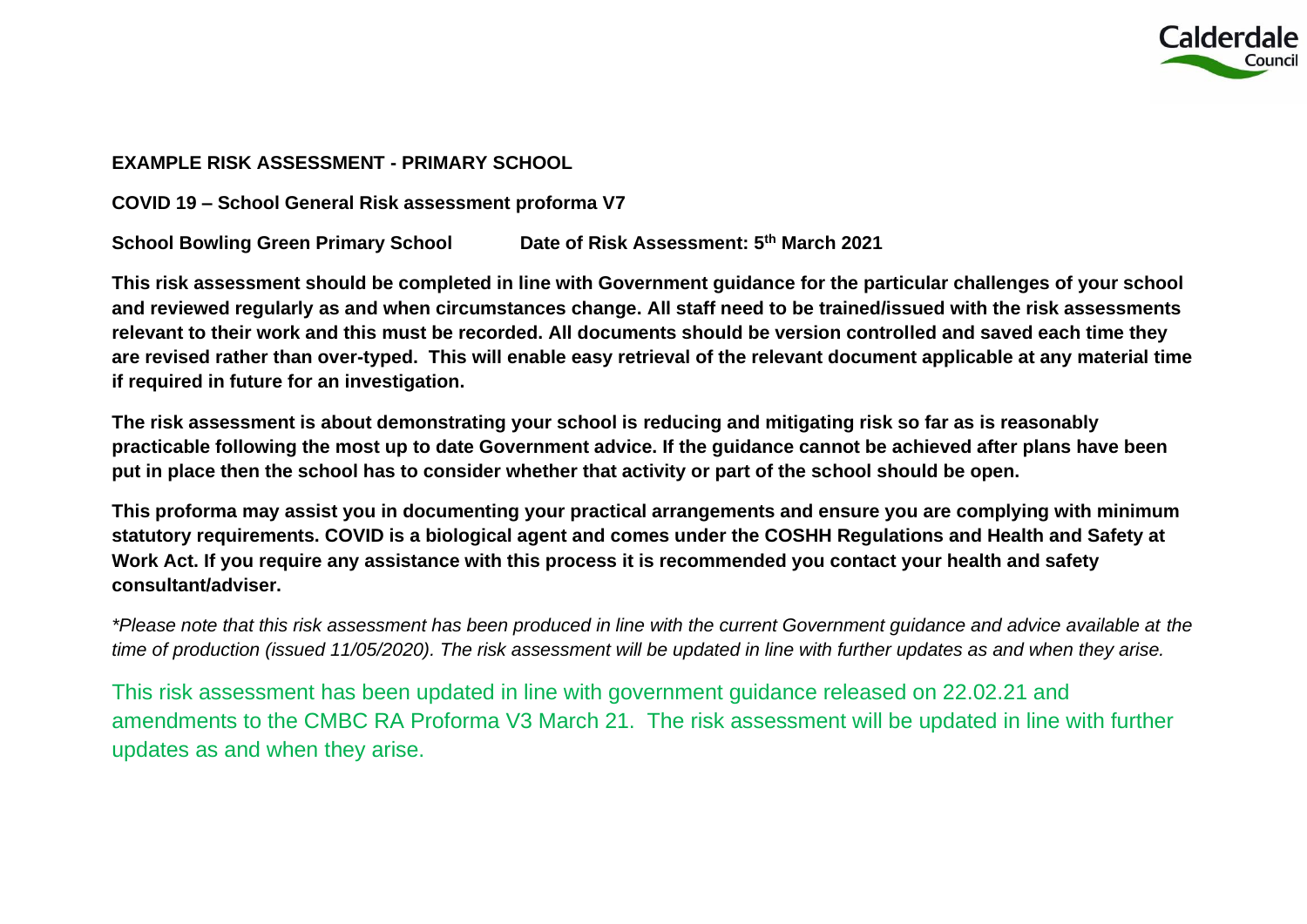**EXAMPLE RISK ASSESSMENT - PRIMARY SCHOOL**

**COVID 19 – School General Risk assessment proforma V7**

**School Bowling Green Primary School** **Date of Risk Assessment: 5th March 2021**

**This risk assessment should be completed in line with Government guidance for the particular challenges of your school and reviewed regularly as and when circumstances change. All staff need to be trained/issued with the risk assessments relevant to their work and this must be recorded. All documents should be version controlled and saved each time they are revised rather than over-typed. This will enable easy retrieval of the relevant document applicable at any material time if required in future for an investigation.**

**The risk assessment is about demonstrating your school is reducing and mitigating risk so far as is reasonably practicable following the most up to date Government advice. If the guidance cannot be achieved after plans have been put in place then the school has to consider whether that activity or part of the school should be open.**

**This proforma may assist you in documenting your practical arrangements and ensure you are complying with minimum statutory requirements. COVID is a biological agent and comes under the COSHH Regulations and Health and Safety at Work Act. If you require any assistance with this process it is recommended you contact your health and safety consultant/adviser.**

*\*Please note that this risk assessment has been produced in line with the current Government guidance and advice available at the time of production (issued 11/05/2020). The risk assessment will be updated in line with further updates as and when they arise.*

This risk assessment has been updated in line with government guidance released on 22.02.21 and amendments to the CMBC RA Proforma V3 March 21. The risk assessment will be updated in line with further updates as and when they arise.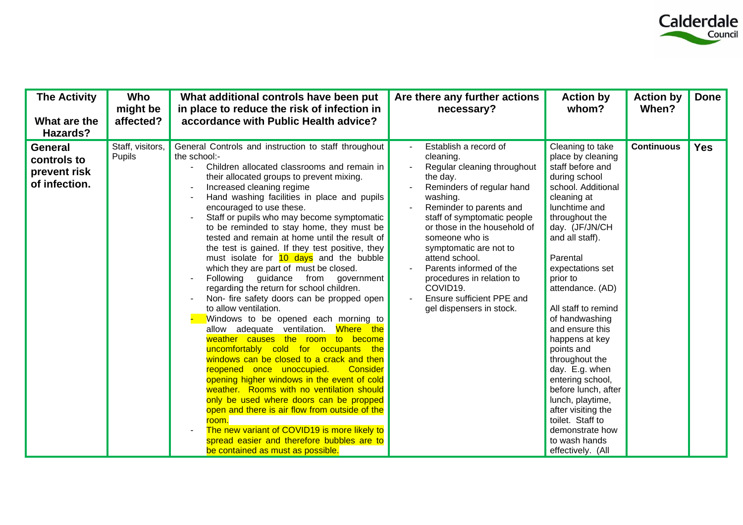| The Activity<br><br>What are the Hazards? | Who might be affected? | What additional controls have been put in place to reduce the risk of infection in accordance with Public Health advice? | Are there any further actions necessary? | Action by whom? | Action by When? | Done |
|---|---|---|---|---|---|---|
| **General controls to prevent risk of infection.** | Staff, visitors, Pupils | General Controls and instruction to staff throughout the school:-<br>- Children allocated classrooms and remain in their allocated groups to prevent mixing.<br>- Increased cleaning regime<br>- Hand washing facilities in place and pupils encouraged to use these.<br>- Staff or pupils who may become symptomatic to be reminded to stay home, they must be tested and remain at home until the result of the test is gained. If they test positive, they must isolate for 10 days and the bubble which they are part of must be closed.<br>- Following guidance from government regarding the return for school children.<br>- Non- fire safety doors can be propped open to allow ventilation.<br>- Windows to be opened each morning to allow adequate ventilation. Where the weather causes the room to become uncomfortably cold for occupants the windows can be closed to a crack and then reopened once unoccupied. Consider opening higher windows in the event of cold weather. Rooms with no ventilation should only be used where doors can be propped open and there is air flow from outside of the room.<br>- The new variant of COVID19 is more likely to spread easier and therefore bubbles are to be contained as must as possible. | - Establish a record of cleaning.<br>- Regular cleaning throughout the day.<br>- Reminders of regular hand washing.<br>- Reminder to parents and staff of symptomatic people or those in the household of someone who is symptomatic are not to attend school.<br>- Parents informed of the procedures in relation to COVID19.<br>- Ensure sufficient PPE and gel dispensers in stock. | Cleaning to take place by cleaning staff before and during school school. Additional cleaning at lunchtime and throughout the day. (JF/JN/CH and all staff).<br><br>Parental expectations set prior to attendance. (AD)<br><br>All staff to remind of handwashing and ensure this happens at key points and throughout the day. E.g. when entering school, before lunch, after lunch, playtime, after visiting the toilet. Staff to demonstrate how to wash hands effectively. (All | **Continuous** | **Yes** |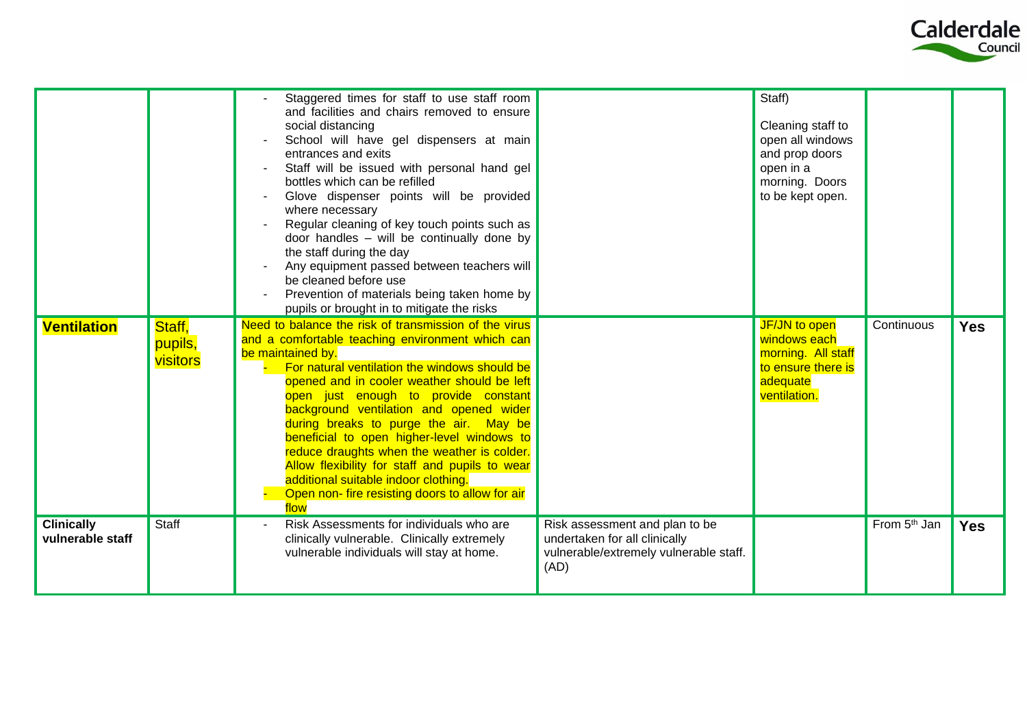| | | | | | | |
|---|---|---|---|---|---|---|
| | | - Staggered times for staff to use staff room and facilities and chairs removed to ensure social distancing<br>- School will have gel dispensers at main entrances and exits<br>- Staff will be issued with personal hand gel bottles which can be refilled<br>- Glove dispenser points will be provided where necessary<br>- Regular cleaning of key touch points such as door handles – will be continually done by the staff during the day<br>- Any equipment passed between teachers will be cleaned before use<br>- Prevention of materials being taken home by pupils or brought in to mitigate the risks | | Staff)<br><br>Cleaning staff to open all windows and prop doors open in a morning. Doors to be kept open. | | |
| **Ventilation** | Staff, pupils, visitors | Need to balance the risk of transmission of the virus and a comfortable teaching environment which can be maintained by.<br>- For natural ventilation the windows should be opened and in cooler weather should be left open just enough to provide constant background ventilation and opened wider during breaks to purge the air. May be beneficial to open higher-level windows to reduce draughts when the weather is colder. Allow flexibility for staff and pupils to wear additional suitable indoor clothing.<br>- Open non- fire resisting doors to allow for air flow | | JF/JN to open windows each morning. All staff to ensure there is adequate ventilation. | Continuous | **Yes** |
| **Clinically vulnerable staff** | Staff | - Risk Assessments for individuals who are clinically vulnerable. Clinically extremely vulnerable individuals will stay at home. | Risk assessment and plan to be undertaken for all clinically vulnerable/extremely vulnerable staff. (AD) | | From 5th Jan | **Yes** |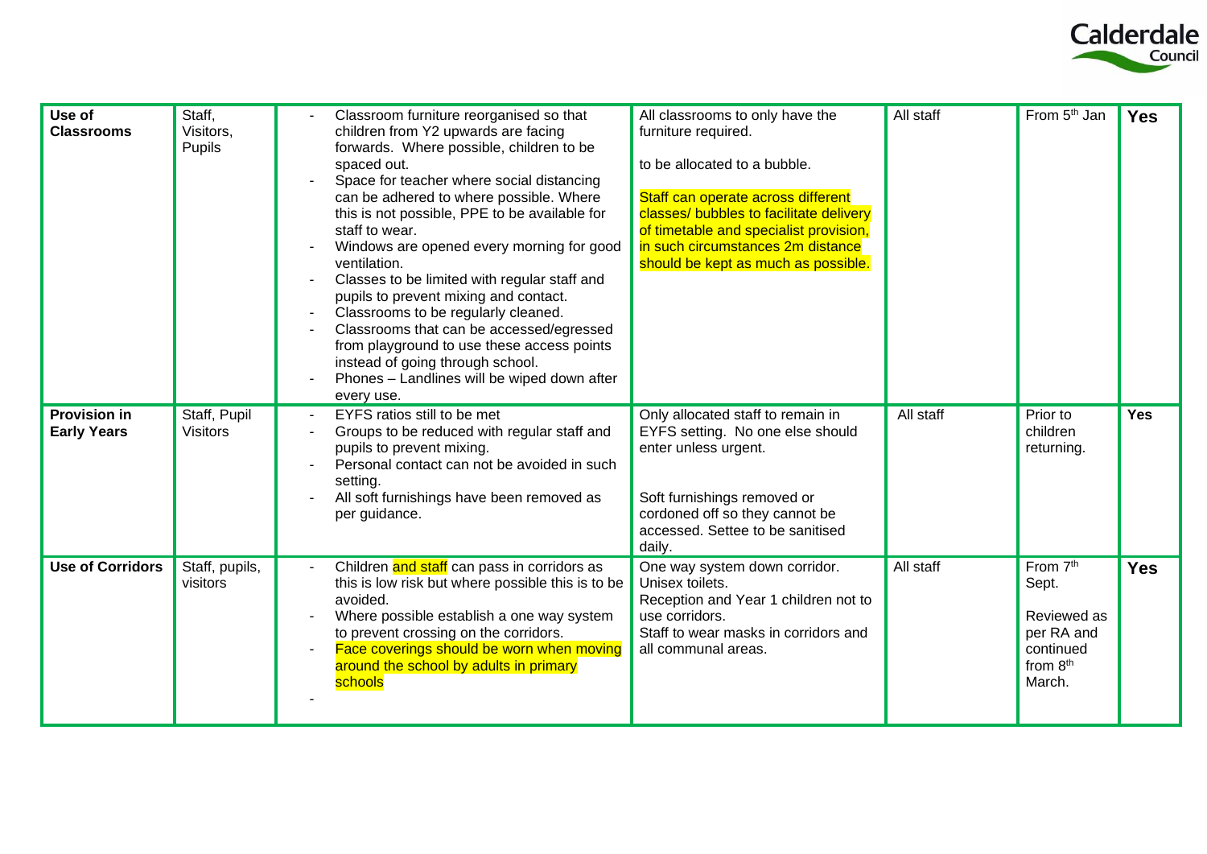| **Use of Classrooms** | Staff, Visitors, Pupils | - Classroom furniture reorganised so that children from Y2 upwards are facing forwards. Where possible, children to be spaced out.<br>- Space for teacher where social distancing can be adhered to where possible. Where this is not possible, PPE to be available for staff to wear.<br>- Windows are opened every morning for good ventilation.<br>- Classes to be limited with regular staff and pupils to prevent mixing and contact.<br>- Classrooms to be regularly cleaned.<br>- Classrooms that can be accessed/egressed from playground to use these access points instead of going through school.<br>- Phones – Landlines will be wiped down after every use. | All classrooms to only have the furniture required.<br><br>to be allocated to a bubble.<br><br>Staff can operate across different classes/ bubbles to facilitate delivery of timetable and specialist provision, in such circumstances 2m distance should be kept as much as possible. | All staff | From 5th Jan | **Yes** |
|---|---|---|---|---|---|---|
| **Provision in Early Years** | Staff, Pupil Visitors | - EYFS ratios still to be met<br>- Groups to be reduced with regular staff and pupils to prevent mixing.<br>- Personal contact can not be avoided in such setting.<br>- All soft furnishings have been removed as per guidance. | Only allocated staff to remain in EYFS setting. No one else should enter unless urgent.<br><br>Soft furnishings removed or cordoned off so they cannot be accessed. Settee to be sanitised daily. | All staff | Prior to children returning. | **Yes** |
| **Use of Corridors** | Staff, pupils, visitors | - Children and staff can pass in corridors as this is low risk but where possible this is to be avoided.<br>- Where possible establish a one way system to prevent crossing on the corridors.<br>- Face coverings should be worn when moving around the school by adults in primary schools<br>- | One way system down corridor.<br>Unisex toilets.<br>Reception and Year 1 children not to use corridors.<br>Staff to wear masks in corridors and all communal areas. | All staff | From 7th Sept.<br><br>Reviewed as per RA and continued from 8th March. | **Yes** |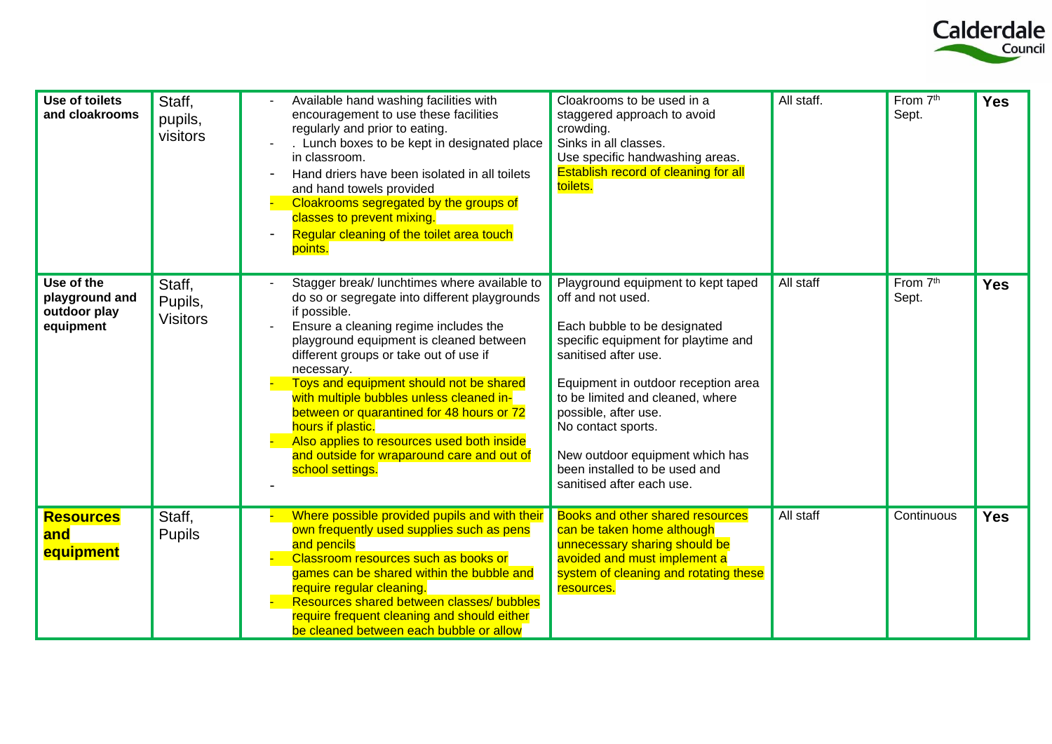| Use of toilets and cloakrooms | Staff, pupils, visitors | - Available hand washing facilities with encouragement to use these facilities regularly and prior to eating.<br>- . Lunch boxes to be kept in designated place in classroom.<br>- Hand driers have been isolated in all toilets and hand towels provided<br>- Cloakrooms segregated by the groups of classes to prevent mixing.<br>- Regular cleaning of the toilet area touch points. | Cloakrooms to be used in a staggered approach to avoid crowding.<br>Sinks in all classes.<br>Use specific handwashing areas.<br>Establish record of cleaning for all toilets. | All staff. | From 7th Sept. | **Yes** |
|---|---|---|---|---|---|---|
| **Use of the playground and outdoor play equipment** | Staff, Pupils, Visitors | - Stagger break/ lunchtimes where available to do so or segregate into different playgrounds if possible.<br>- Ensure a cleaning regime includes the playground equipment is cleaned between different groups or take out of use if necessary.<br>- Toys and equipment should not be shared with multiple bubbles unless cleaned in-between or quarantined for 48 hours or 72 hours if plastic.<br>- Also applies to resources used both inside and outside for wraparound care and out of school settings.<br>- | Playground equipment to kept taped off and not used.<br><br>Each bubble to be designated specific equipment for playtime and sanitised after use.<br><br>Equipment in outdoor reception area to be limited and cleaned, where possible, after use.<br>No contact sports.<br><br>New outdoor equipment which has been installed to be used and sanitised after each use. | All staff | From 7th Sept. | **Yes** |
| **Resources and equipment** | Staff, Pupils | - Where possible provided pupils and with their own frequently used supplies such as pens and pencils<br>- Classroom resources such as books or games can be shared within the bubble and require regular cleaning.<br>- Resources shared between classes/ bubbles require frequent cleaning and should either be cleaned between each bubble or allow | Books and other shared resources can be taken home although unnecessary sharing should be avoided and must implement a system of cleaning and rotating these resources. | All staff | Continuous | **Yes** |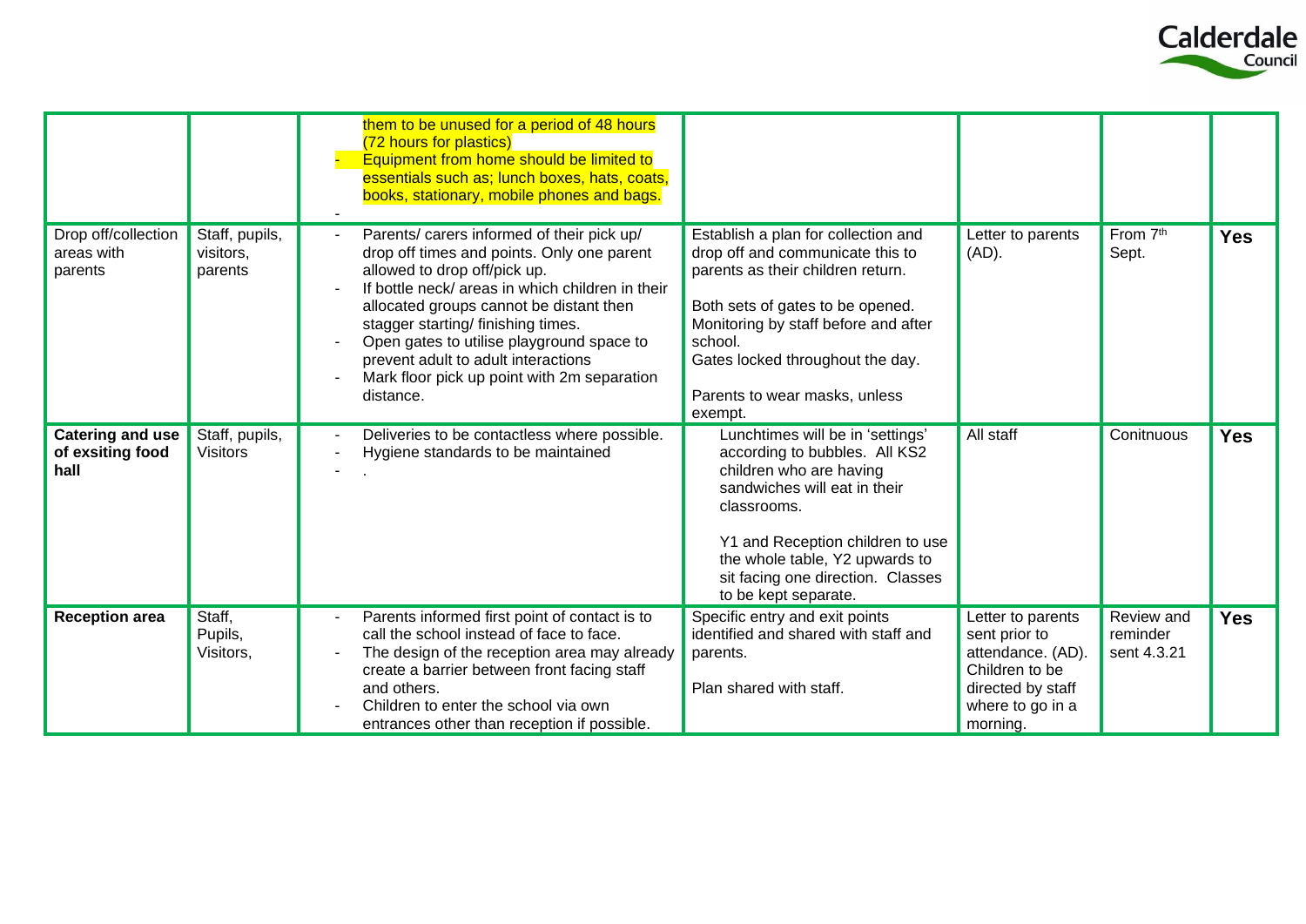| | | | | | | |
|---|---|---|---|---|---|---|
| | | them to be unused for a period of 48 hours (72 hours for plastics)<br>- Equipment from home should be limited to essentials such as; lunch boxes, hats, coats, books, stationary, mobile phones and bags.<br>- | | | | |
| Drop off/collection areas with parents | Staff, pupils, visitors, parents | - Parents/ carers informed of their pick up/ drop off times and points. Only one parent allowed to drop off/pick up.<br>- If bottle neck/ areas in which children in their allocated groups cannot be distant then stagger starting/ finishing times.<br>- Open gates to utilise playground space to prevent adult to adult interactions<br>- Mark floor pick up point with 2m separation distance. | Establish a plan for collection and drop off and communicate this to parents as their children return.<br><br>Both sets of gates to be opened. Monitoring by staff before and after school.<br>Gates locked throughout the day.<br><br>Parents to wear masks, unless exempt. | Letter to parents (AD). | From 7th Sept. | **Yes** |
| **Catering and use of exsiting food hall** | Staff, pupils, Visitors | - Deliveries to be contactless where possible.<br>- Hygiene standards to be maintained<br>- . | Lunchtimes will be in 'settings' according to bubbles. All KS2 children who are having sandwiches will eat in their classrooms.<br><br>Y1 and Reception children to use the whole table, Y2 upwards to sit facing one direction. Classes to be kept separate. | All staff | Conitnuous | **Yes** |
| **Reception area** | Staff, Pupils, Visitors, | - Parents informed first point of contact is to call the school instead of face to face.<br>- The design of the reception area may already create a barrier between front facing staff and others.<br>- Children to enter the school via own entrances other than reception if possible. | Specific entry and exit points identified and shared with staff and parents.<br><br>Plan shared with staff. | Letter to parents sent prior to attendance. (AD). Children to be directed by staff where to go in a morning. | Review and reminder sent 4.3.21 | **Yes** |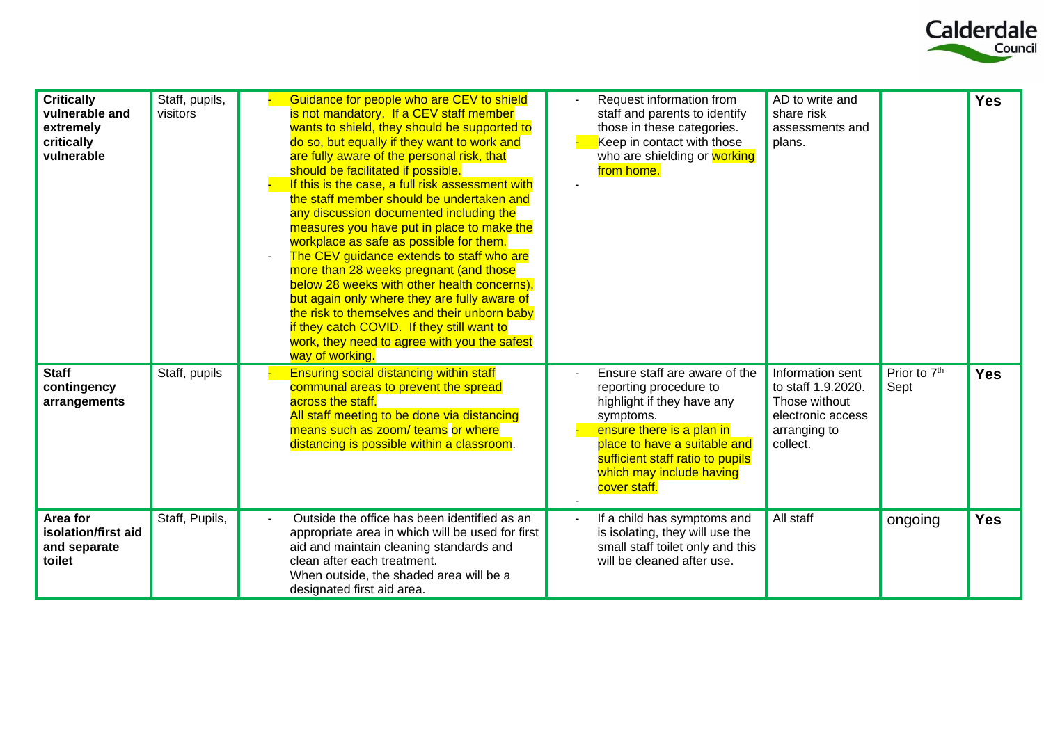| | | | | | | |
|---|---|---|---|---|---|---|
| **Critically vulnerable and extremely critically vulnerable** | Staff, pupils, visitors | - Guidance for people who are CEV to shield is not mandatory. If a CEV staff member wants to shield, they should be supported to do so, but equally if they want to work and are fully aware of the personal risk, that should be facilitated if possible.<br>- If this is the case, a full risk assessment with the staff member should be undertaken and any discussion documented including the measures you have put in place to make the workplace as safe as possible for them.<br>- The CEV guidance extends to staff who are more than 28 weeks pregnant (and those below 28 weeks with other health concerns), but again only where they are fully aware of the risk to themselves and their unborn baby if they catch COVID. If they still want to work, they need to agree with you the safest way of working. | - Request information from staff and parents to identify those in these categories.<br>- Keep in contact with those who are shielding or working from home.<br>- | AD to write and share risk assessments and plans. | | **Yes** |
| **Staff contingency arrangements** | Staff, pupils | - Ensuring social distancing within staff communal areas to prevent the spread across the staff.<br>All staff meeting to be done via distancing means such as zoom/ teams or where distancing is possible within a classroom. | - Ensure staff are aware of the reporting procedure to highlight if they have any symptoms.<br>- ensure there is a plan in place to have a suitable and sufficient staff ratio to pupils which may include having cover staff.<br>- | Information sent to staff 1.9.2020. Those without electronic access arranging to collect. | Prior to 7th Sept | **Yes** |
| **Area for isolation/first aid and separate toilet** | Staff, Pupils, | - Outside the office has been identified as an appropriate area in which will be used for first aid and maintain cleaning standards and clean after each treatment.<br>When outside, the shaded area will be a designated first aid area. | - If a child has symptoms and is isolating, they will use the small staff toilet only and this will be cleaned after use. | All staff | ongoing | **Yes** |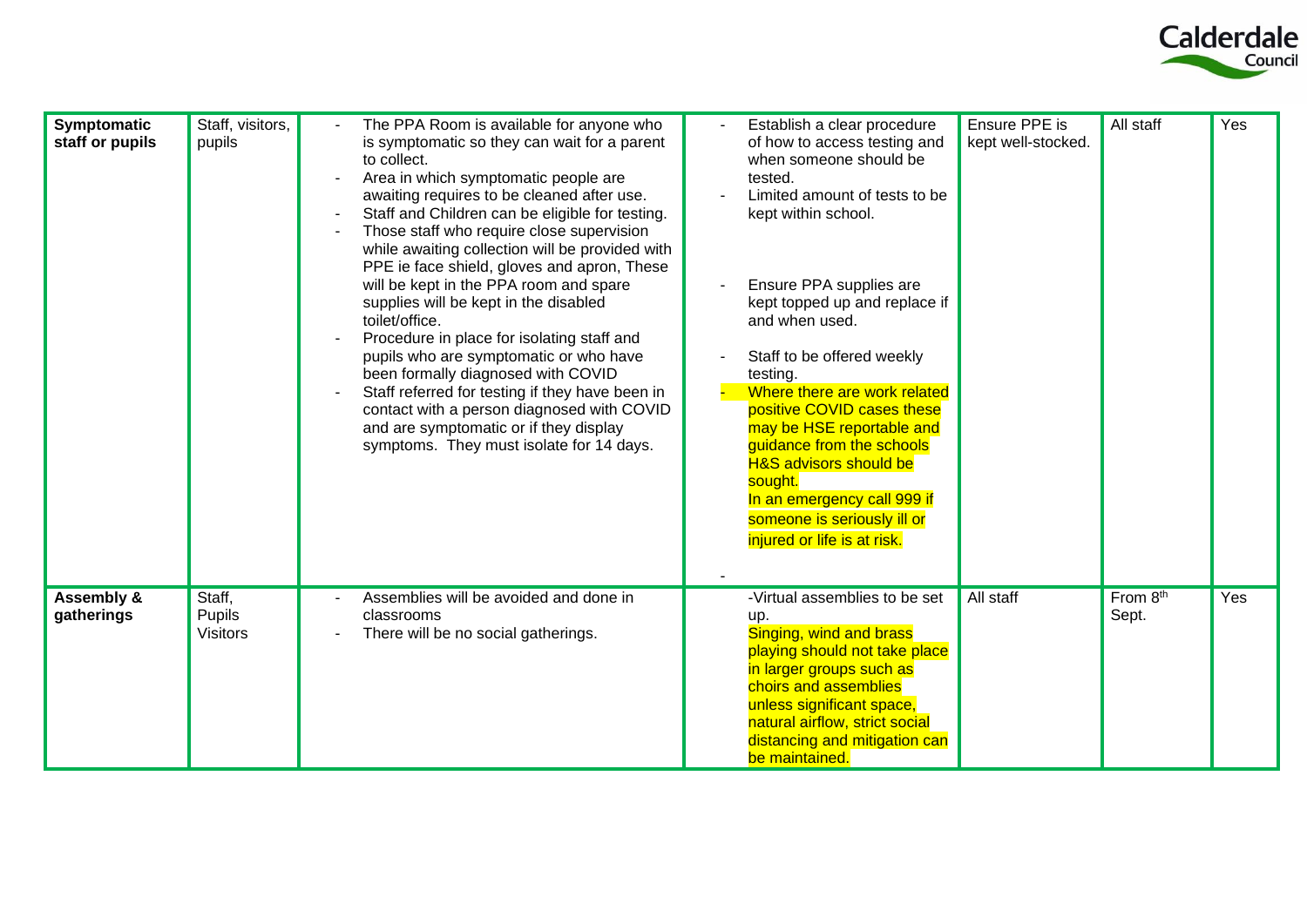| Symptomatic staff or pupils | Staff, visitors, pupils | - The PPA Room is available for anyone who is symptomatic so they can wait for a parent to collect.<br>- Area in which symptomatic people are awaiting requires to be cleaned after use.<br>- Staff and Children can be eligible for testing.<br>- Those staff who require close supervision while awaiting collection will be provided with PPE ie face shield, gloves and apron, These will be kept in the PPA room and spare supplies will be kept in the disabled toilet/office.<br>- Procedure in place for isolating staff and pupils who are symptomatic or who have been formally diagnosed with COVID<br>- Staff referred for testing if they have been in contact with a person diagnosed with COVID and are symptomatic or if they display symptoms. They must isolate for 14 days. | - Establish a clear procedure of how to access testing and when someone should be tested.<br>- Limited amount of tests to be kept within school.<br><br>- Ensure PPA supplies are kept topped up and replace if and when used.<br>- Staff to be offered weekly testing.<br>- Where there are work related positive COVID cases these may be HSE reportable and guidance from the schools H&S advisors should be sought.<br>In an emergency call 999 if someone is seriously ill or injured or life is at risk.<br>- | Ensure PPE is kept well-stocked. | All staff | Yes |
|---|---|---|---|---|---|---|
| Assembly & gatherings | Staff, Pupils Visitors | - Assemblies will be avoided and done in classrooms<br>- There will be no social gatherings. | -Virtual assemblies to be set up.<br>Singing, wind and brass playing should not take place in larger groups such as choirs and assemblies unless significant space, natural airflow, strict social distancing and mitigation can be maintained. | All staff | From 8th Sept. | Yes |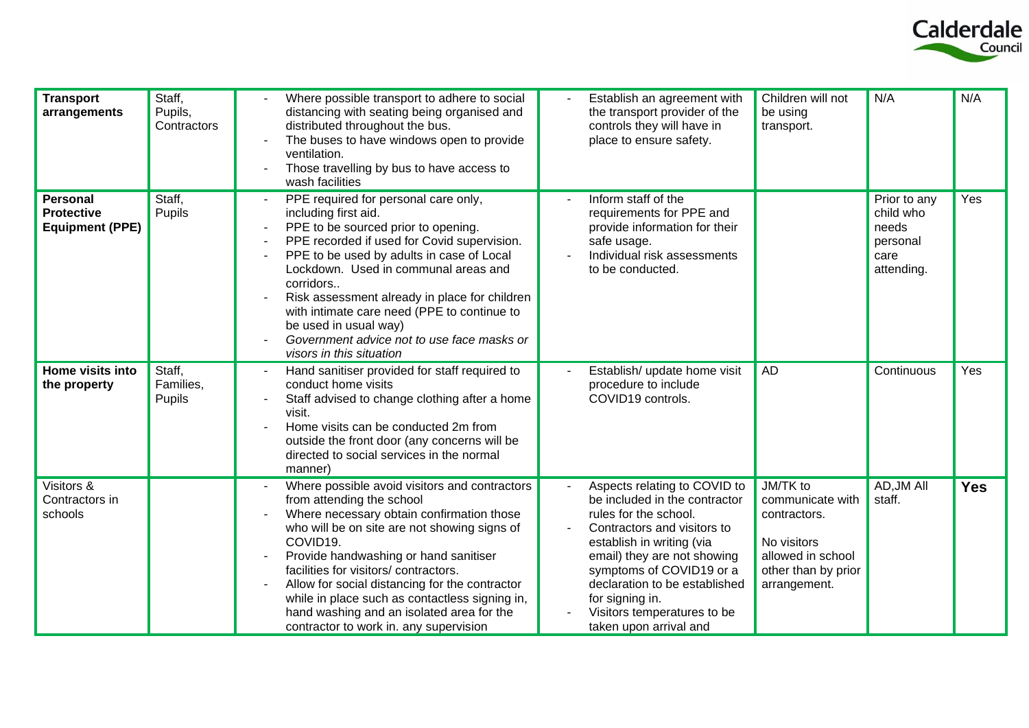| **Transport arrangements** | Staff, Pupils, Contractors | - Where possible transport to adhere to social distancing with seating being organised and distributed throughout the bus.<br>- The buses to have windows open to provide ventilation.<br>- Those travelling by bus to have access to wash facilities | - Establish an agreement with the transport provider of the controls they will have in place to ensure safety. | Children will not be using transport. | N/A | N/A |
|---|---|---|---|---|---|---|
| **Personal Protective Equipment (PPE)** | Staff, Pupils | - PPE required for personal care only, including first aid.<br>- PPE to be sourced prior to opening.<br>- PPE recorded if used for Covid supervision.<br>- PPE to be used by adults in case of Local Lockdown. Used in communal areas and corridors..<br>- Risk assessment already in place for children with intimate care need (PPE to continue to be used in usual way)<br>- *Government advice not to use face masks or visors in this situation* | - Inform staff of the requirements for PPE and provide information for their safe usage.<br>- Individual risk assessments to be conducted. | | Prior to any child who needs personal care attending. | Yes |
| **Home visits into the property** | Staff, Families, Pupils | - Hand sanitiser provided for staff required to conduct home visits<br>- Staff advised to change clothing after a home visit.<br>- Home visits can be conducted 2m from outside the front door (any concerns will be directed to social services in the normal manner) | - Establish/ update home visit procedure to include COVID19 controls. | AD | Continuous | Yes |
| Visitors & Contractors in schools | | - Where possible avoid visitors and contractors from attending the school<br>- Where necessary obtain confirmation those who will be on site are not showing signs of COVID19.<br>- Provide handwashing or hand sanitiser facilities for visitors/ contractors.<br>- Allow for social distancing for the contractor while in place such as contactless signing in, hand washing and an isolated area for the contractor to work in. any supervision | - Aspects relating to COVID to be included in the contractor rules for the school.<br>- Contractors and visitors to establish in writing (via email) they are not showing symptoms of COVID19 or a declaration to be established for signing in.<br>- Visitors temperatures to be taken upon arrival and | JM/TK to communicate with contractors.<br><br>No visitors allowed in school other than by prior arrangement. | AD,JM All staff. | **Yes** |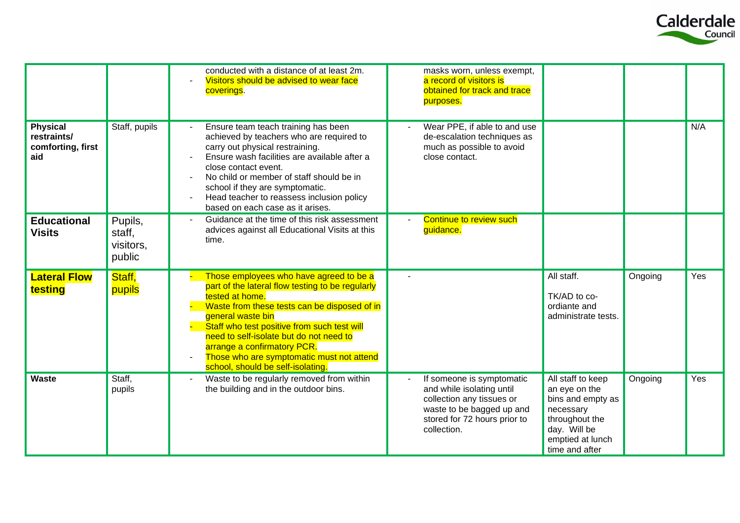| | | | | | | |
|---|---|---|---|---|---|---|
| | | - conducted with a distance of at least 2m.<br>- Visitors should be advised to wear face coverings. | masks worn, unless exempt, a record of visitors is obtained for track and trace purposes. | | | |
| **Physical restraints/ comforting, first aid** | Staff, pupils | - Ensure team teach training has been achieved by teachers who are required to carry out physical restraining.<br>- Ensure wash facilities are available after a close contact event.<br>- No child or member of staff should be in school if they are symptomatic.<br>- Head teacher to reassess inclusion policy based on each case as it arises. | - Wear PPE, if able to and use de-escalation techniques as much as possible to avoid close contact. | | | N/A |
| **Educational Visits** | Pupils, staff, visitors, public | - Guidance at the time of this risk assessment advices against all Educational Visits at this time. | - Continue to review such guidance. | | | |
| **Lateral Flow testing** | Staff, pupils | - Those employees who have agreed to be a part of the lateral flow testing to be regularly tested at home.<br>- Waste from these tests can be disposed of in general waste bin<br>- Staff who test positive from such test will need to self-isolate but do not need to arrange a confirmatory PCR.<br>- Those who are symptomatic must not attend school, should be self-isolating. | - | All staff.<br><br>TK/AD to co-ordiante and administrate tests. | Ongoing | Yes |
| **Waste** | Staff, pupils | - Waste to be regularly removed from within the building and in the outdoor bins. | - If someone is symptomatic and while isolating until collection any tissues or waste to be bagged up and stored for 72 hours prior to collection. | All staff to keep an eye on the bins and empty as necessary throughout the day. Will be emptied at lunch time and after | Ongoing | Yes |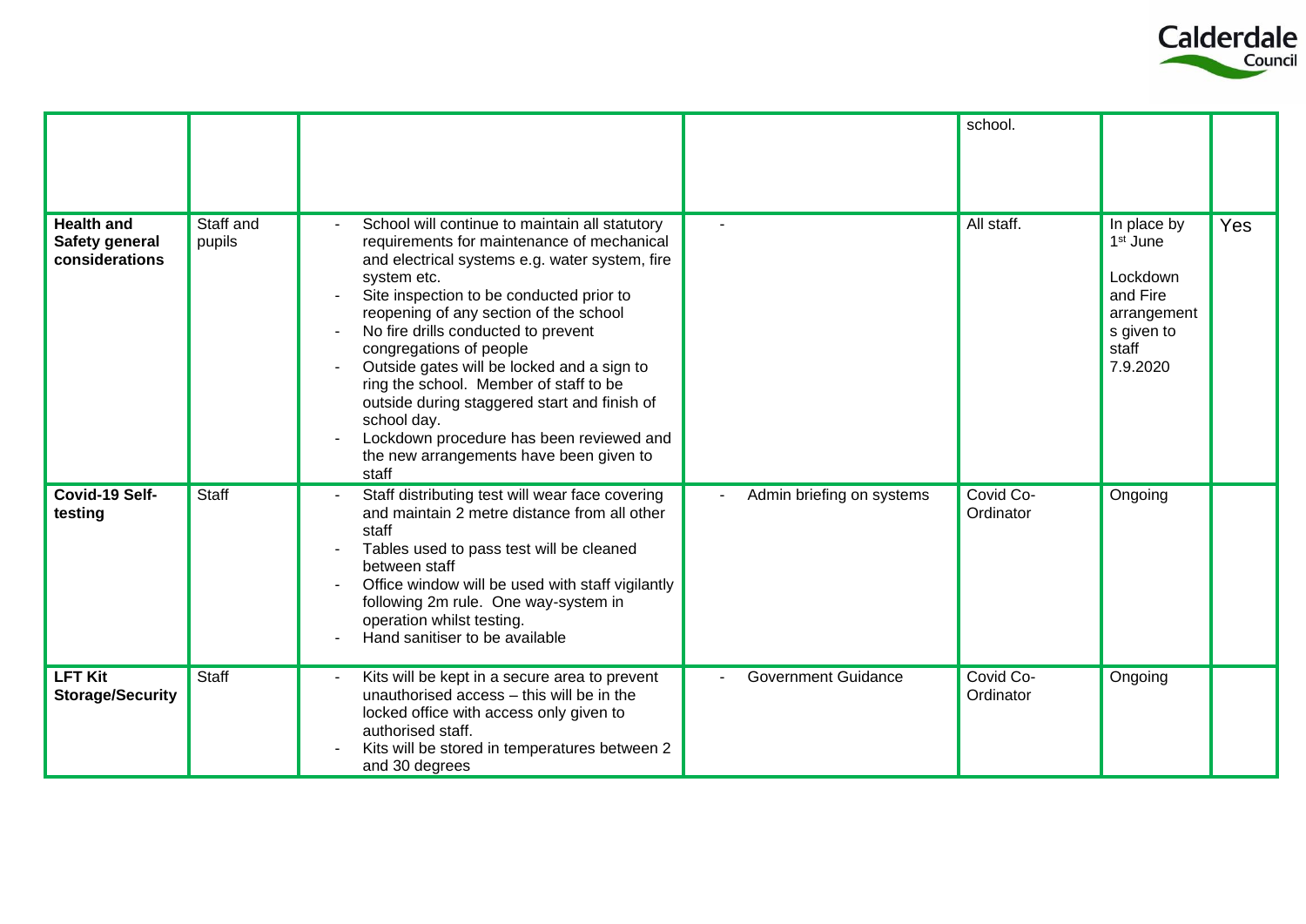| | | | | | | |
|---|---|---|---|---|---|---|
| | | | | school. | | |
| **Health and Safety general considerations** | Staff and pupils | - School will continue to maintain all statutory requirements for maintenance of mechanical and electrical systems e.g. water system, fire system etc.<br>- Site inspection to be conducted prior to reopening of any section of the school<br>- No fire drills conducted to prevent congregations of people<br>- Outside gates will be locked and a sign to ring the school. Member of staff to be outside during staggered start and finish of school day.<br>- Lockdown procedure has been reviewed and the new arrangements have been given to staff | - | All staff. | In place by 1st June<br><br>Lockdown and Fire arrangements given to staff 7.9.2020 | Yes |
| **Covid-19 Self-testing** | Staff | - Staff distributing test will wear face covering and maintain 2 metre distance from all other staff<br>- Tables used to pass test will be cleaned between staff<br>- Office window will be used with staff vigilantly following 2m rule. One way-system in operation whilst testing.<br>- Hand sanitiser to be available | - Admin briefing on systems | Covid Co-Ordinator | Ongoing | |
| **LFT Kit Storage/Security** | Staff | - Kits will be kept in a secure area to prevent unauthorised access – this will be in the locked office with access only given to authorised staff.<br>- Kits will be stored in temperatures between 2 and 30 degrees | - Government Guidance | Covid Co-Ordinator | Ongoing | |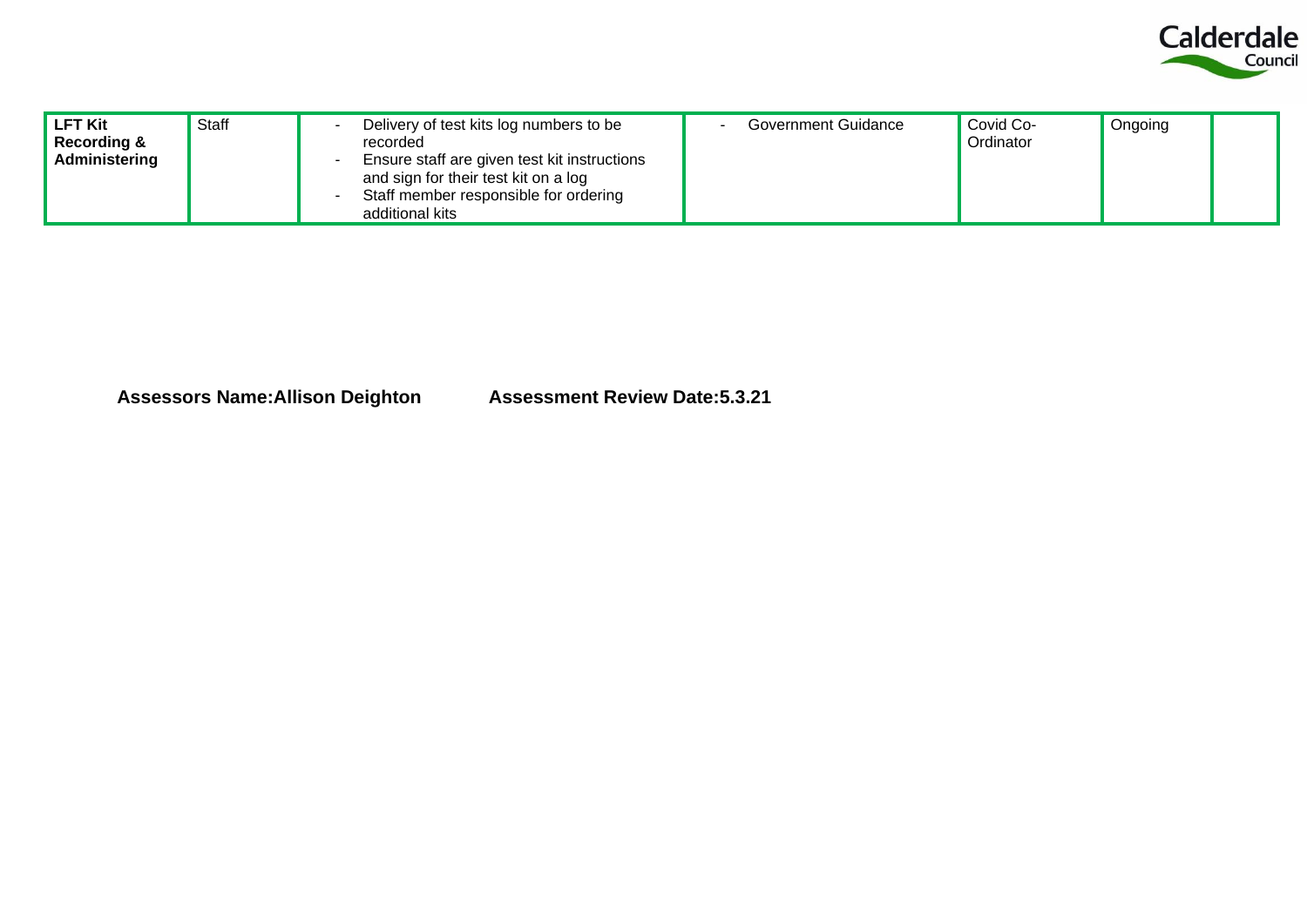| | | | | | | |
|---|---|---|---|---|---|---|
| **LFT Kit Recording & Administering** | Staff | - Delivery of test kits log numbers to be recorded<br>- Ensure staff are given test kit instructions and sign for their test kit on a log<br>- Staff member responsible for ordering additional kits | - Government Guidance | Covid Co-Ordinator | Ongoing | |

**Assessors Name:Allison Deighton** **Assessment Review Date:5.3.21**